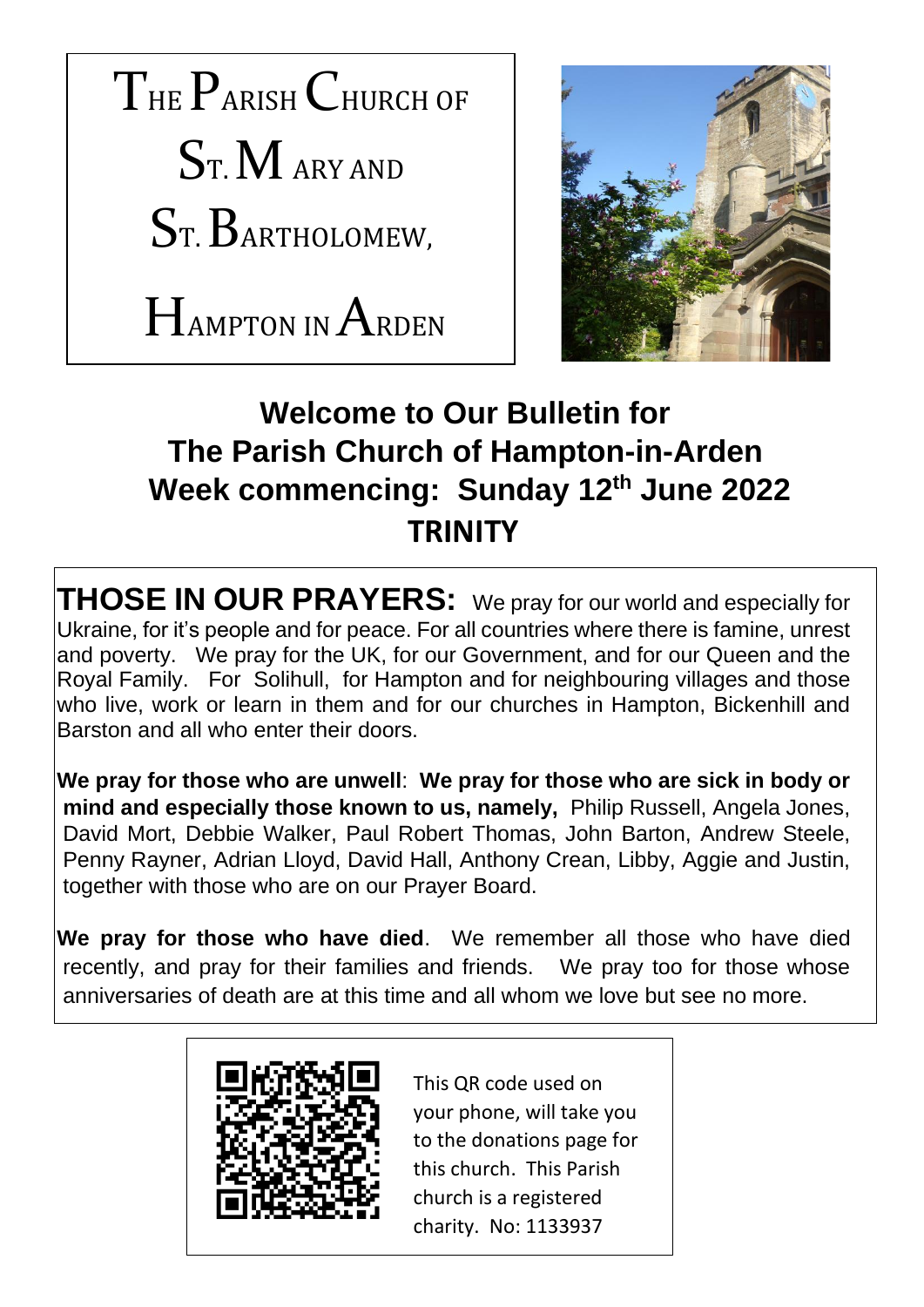# The Parish Church of St. Mary and St. Bartholomew, Hampton in Arden

## Welcome to Our Bulletin for The Parish Church of Hampton-in-Arden Week commencing: Sunday 12th June 2022

## TRINITY

**THOSE IN OUR PRAYERS:** We pray for our world and especially for Ukraine, for it's people and for peace. For all countries where there is famine, unrest and poverty. We pray for the UK, for our Government, and for our Queen and the Royal Family. For Solihull, for Hampton and for neighbouring villages and those who live, work or learn in them and for our churches in Hampton, Bickenhill and Barston and all who enter their doors.

**We pray for those who are unwell**: **We pray for those who are sick in body or mind and especially those known to us, namely,** Philip Russell, Angela Jones, David Mort, Debbie Walker, Paul Robert Thomas, John Barton, Andrew Steele, Penny Rayner, Adrian Lloyd, David Hall, Anthony Crean, Libby, Aggie and Justin, together with those who are on our Prayer Board.

**We pray for those who have died**. We remember all those who have died recently, and pray for their families and friends. We pray too for those whose anniversaries of death are at this time and all whom we love but see no more.

This QR code used on your phone, will take you to the donations page for this church. This Parish church is a registered charity. No: 1133937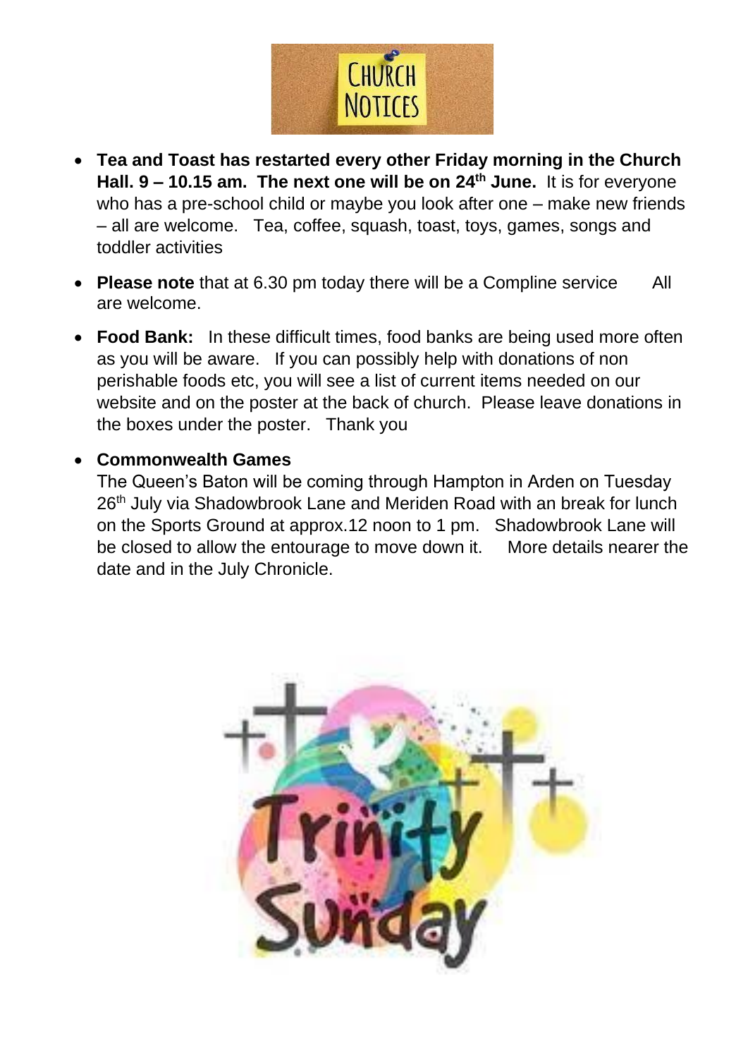# CHURCH NOTICES

- **Tea and Toast has restarted every other Friday morning in the Church Hall. 9 – 10.15 am. The next one will be on 24th June.** It is for everyone who has a pre-school child or maybe you look after one – make new friends – all are welcome. Tea, coffee, squash, toast, toys, games, songs and toddler activities

- **Please note** that at 6.30 pm today there will be a Compline service All are welcome.

- **Food Bank:** In these difficult times, food banks are being used more often as you will be aware. If you can possibly help with donations of non perishable foods etc, you will see a list of current items needed on our website and on the poster at the back of church. Please leave donations in the boxes under the poster. Thank you

- **Commonwealth Games**

  The Queen's Baton will be coming through Hampton in Arden on Tuesday 26th July via Shadowbrook Lane and Meriden Road with an break for lunch on the Sports Ground at approx.12 noon to 1 pm. Shadowbrook Lane will be closed to allow the entourage to move down it. More details nearer the date and in the July Chronicle.

Trinity Sunday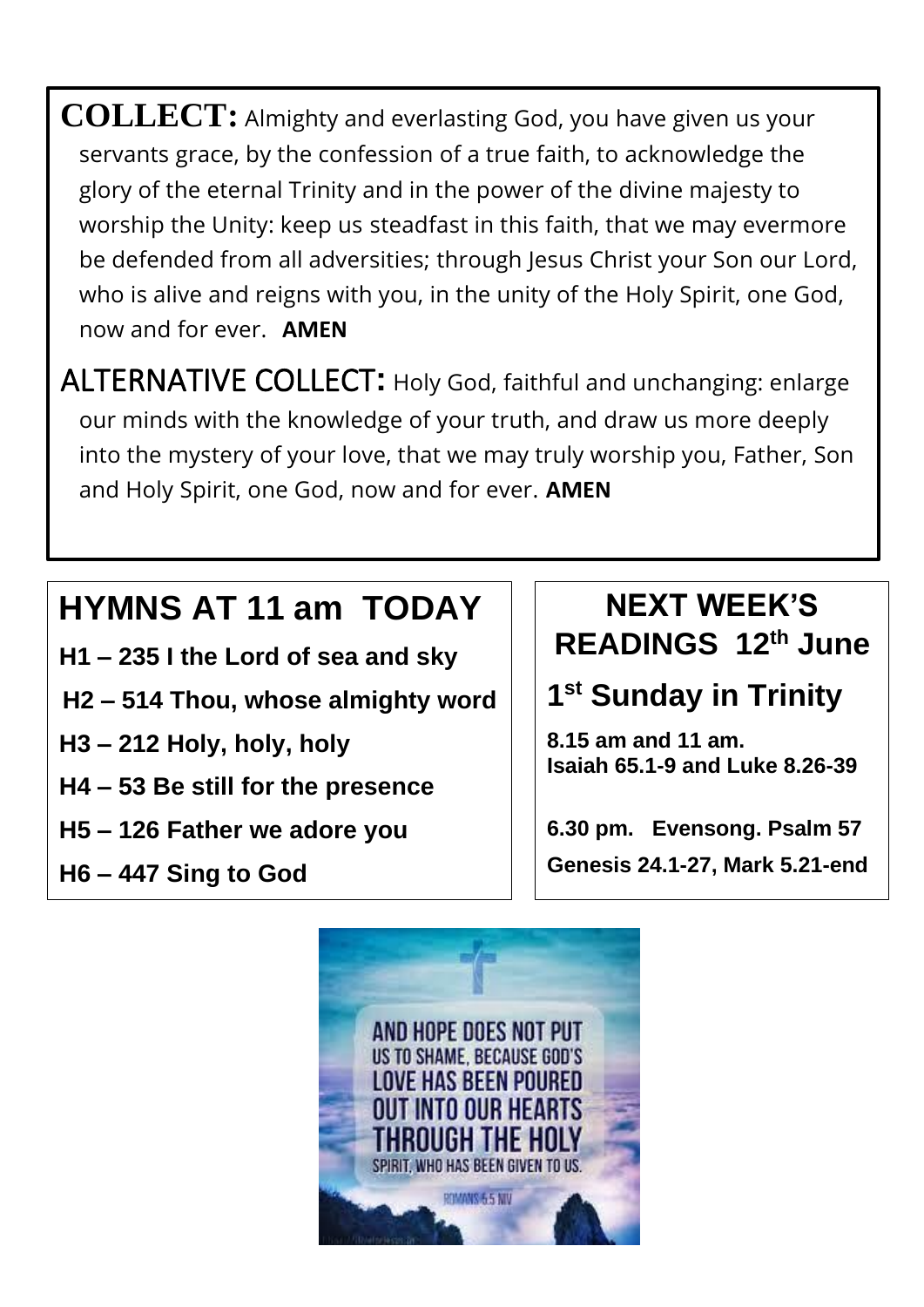**COLLECT:** Almighty and everlasting God, you have given us your servants grace, by the confession of a true faith, to acknowledge the glory of the eternal Trinity and in the power of the divine majesty to worship the Unity: keep us steadfast in this faith, that we may evermore be defended from all adversities; through Jesus Christ your Son our Lord, who is alive and reigns with you, in the unity of the Holy Spirit, one God, now and for ever. **AMEN**

**ALTERNATIVE COLLECT:** Holy God, faithful and unchanging: enlarge our minds with the knowledge of your truth, and draw us more deeply into the mystery of your love, that we may truly worship you, Father, Son and Holy Spirit, one God, now and for ever. **AMEN**

## HYMNS AT 11 am TODAY

**H1 – 235 I the Lord of sea and sky**

**H2 – 514 Thou, whose almighty word**

**H3 – 212 Holy, holy, holy**

**H4 – 53 Be still for the presence**

**H5 – 126 Father we adore you**

**H6 – 447 Sing to God**

## NEXT WEEK'S READINGS 12th June

## 1st Sunday in Trinity

**8.15 am and 11 am.**
**Isaiah 65.1-9 and Luke 8.26-39**

**6.30 pm. Evensong. Psalm 57**
**Genesis 24.1-27, Mark 5.21-end**

AND HOPE DOES NOT PUT US TO SHAME, BECAUSE GOD'S LOVE HAS BEEN POURED OUT INTO OUR HEARTS THROUGH THE HOLY SPIRIT, WHO HAS BEEN GIVEN TO US.

ROMANS 5:5 NIV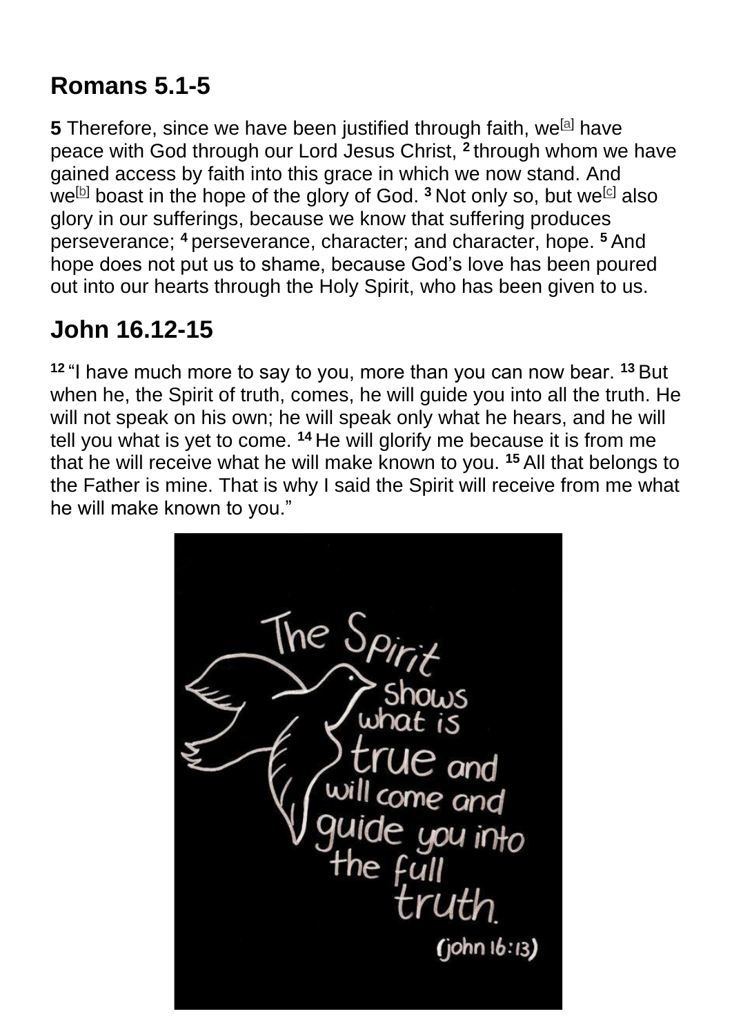## Romans 5.1-5

**5** Therefore, since we have been justified through faith, we[a] have peace with God through our Lord Jesus Christ, **2** through whom we have gained access by faith into this grace in which we now stand. And we[b] boast in the hope of the glory of God. **3** Not only so, but we[c] also glory in our sufferings, because we know that suffering produces perseverance; **4** perseverance, character; and character, hope. **5** And hope does not put us to shame, because God's love has been poured out into our hearts through the Holy Spirit, who has been given to us.

## John 16.12-15

**12** "I have much more to say to you, more than you can now bear. **13** But when he, the Spirit of truth, comes, he will guide you into all the truth. He will not speak on his own; he will speak only what he hears, and he will tell you what is yet to come. **14** He will glorify me because it is from me that he will receive what he will make known to you. **15** All that belongs to the Father is mine. That is why I said the Spirit will receive from me what he will make known to you."

The Spirit shows what is true and will come and guide you into the full truth.

(john 16:13)